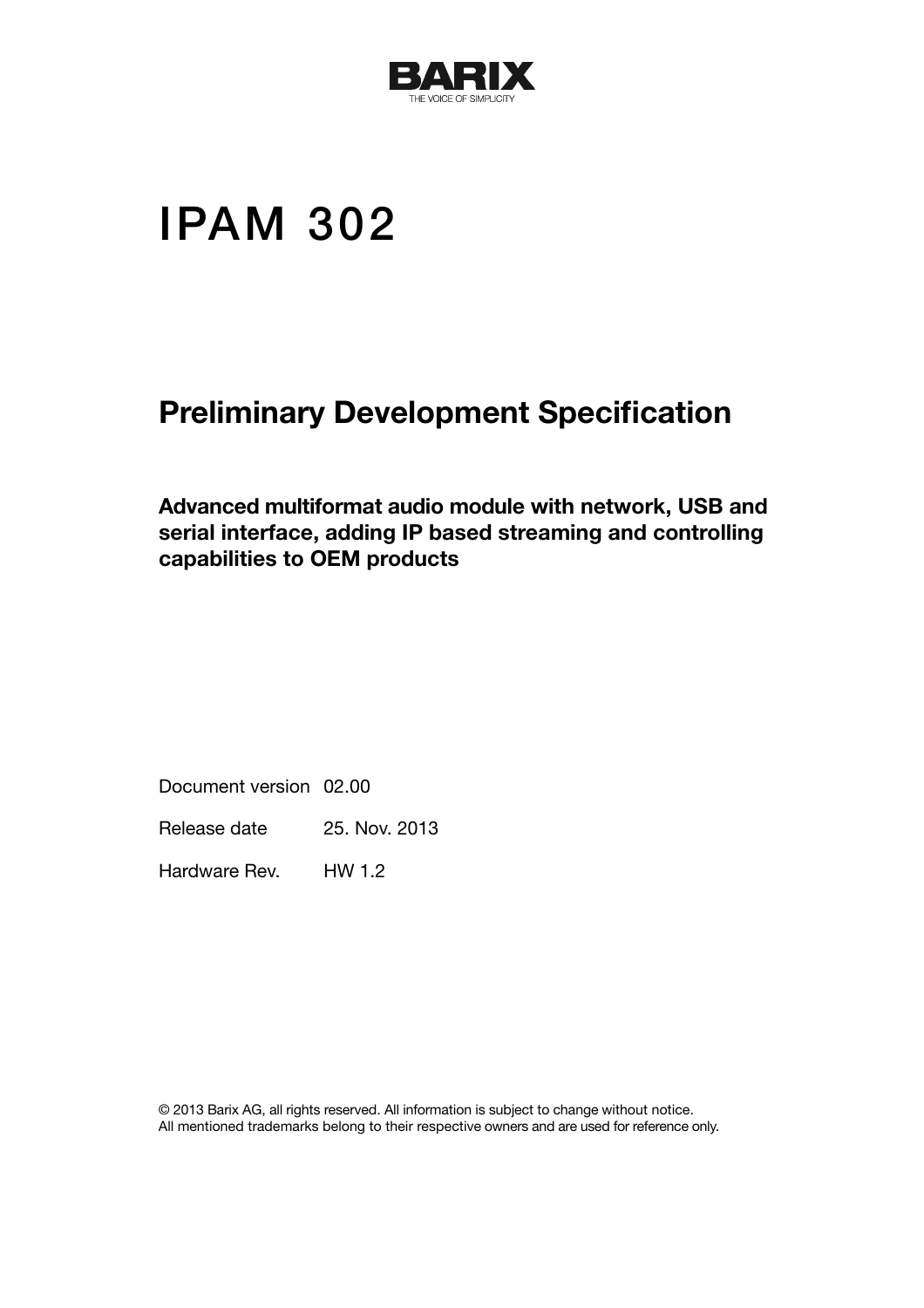BARIX

THE VOICE OF SIMPLICITY

# IPAM 302

## Preliminary Development Specification

**Advanced multiformat audio module with network, USB and serial interface, adding IP based streaming and controlling capabilities to OEM products**

| | |
|---|---|
| Document version | 02.00 |
| Release date | 25. Nov. 2013 |
| Hardware Rev. | HW 1.2 |

© 2013 Barix AG, all rights reserved. All information is subject to change without notice.
All mentioned trademarks belong to their respective owners and are used for reference only.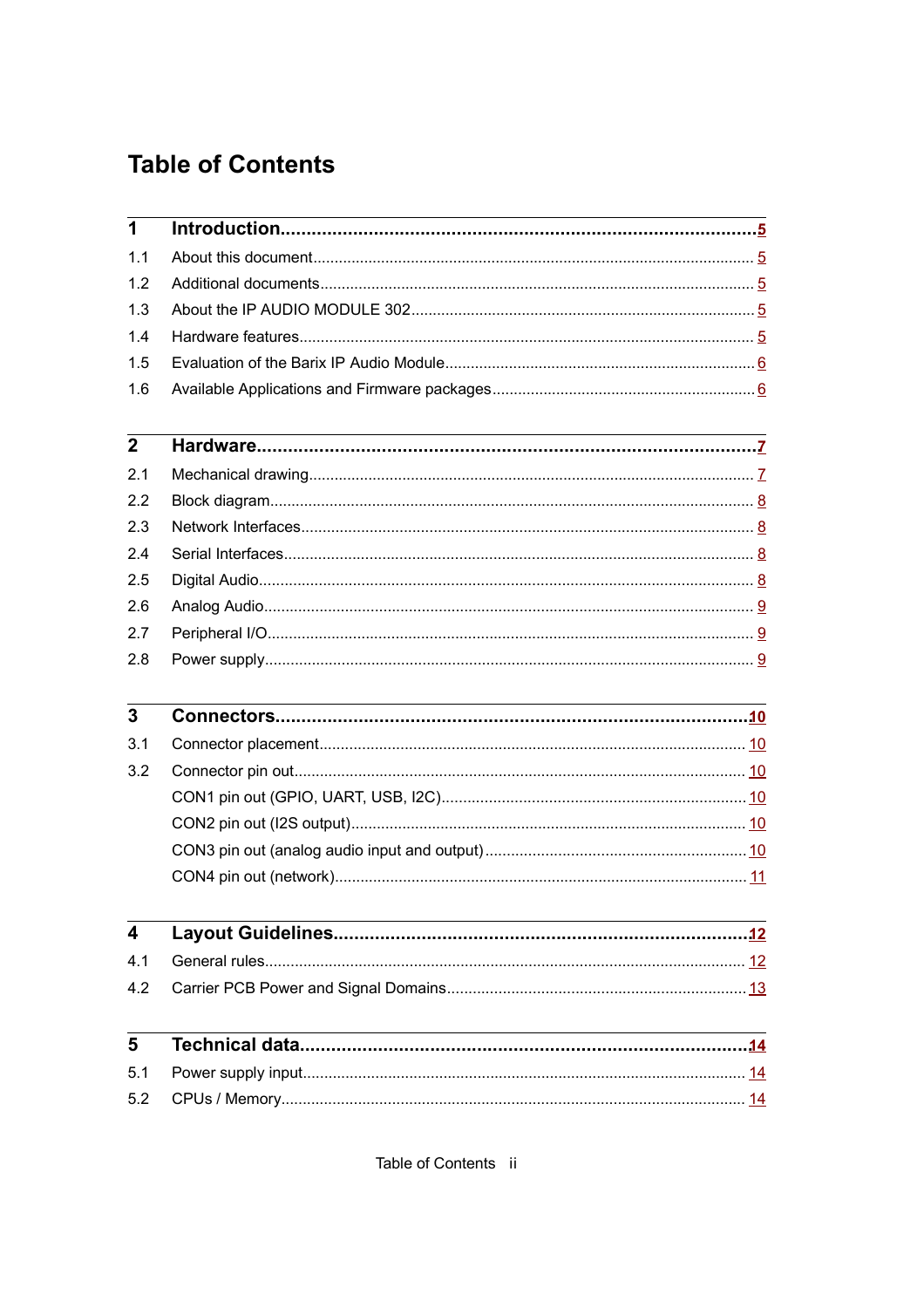# Table of Contents

**1 Introduction** ........ 5

1.1 About this document ........ 5

1.2 Additional documents ........ 5

1.3 About the IP AUDIO MODULE 302 ........ 5

1.4 Hardware features ........ 5

1.5 Evaluation of the Barix IP Audio Module ........ 6

1.6 Available Applications and Firmware packages ........ 6

**2 Hardware** ........ 7

2.1 Mechanical drawing ........ 7

2.2 Block diagram ........ 8

2.3 Network Interfaces ........ 8

2.4 Serial Interfaces ........ 8

2.5 Digital Audio ........ 8

2.6 Analog Audio ........ 9

2.7 Peripheral I/O ........ 9

2.8 Power supply ........ 9

**3 Connectors** ........ 10

3.1 Connector placement ........ 10

3.2 Connector pin out ........ 10

CON1 pin out (GPIO, UART, USB, I2C) ........ 10

CON2 pin out (I2S output) ........ 10

CON3 pin out (analog audio input and output) ........ 10

CON4 pin out (network) ........ 11

**4 Layout Guidelines** ........ 12

4.1 General rules ........ 12

4.2 Carrier PCB Power and Signal Domains ........ 13

**5 Technical data** ........ 14

5.1 Power supply input ........ 14

5.2 CPUs / Memory ........ 14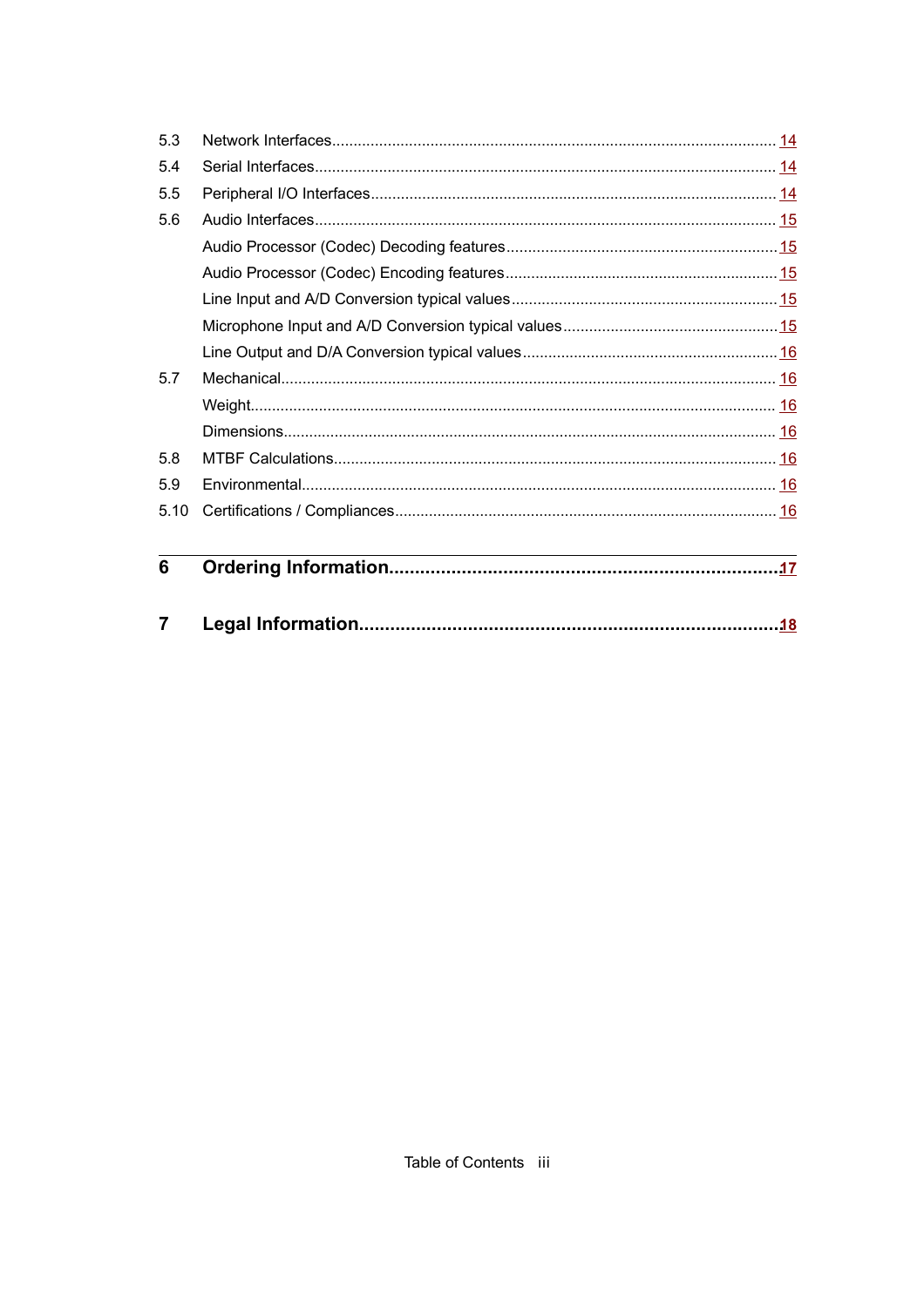5.3 Network Interfaces ........ 14
5.4 Serial Interfaces ........ 14
5.5 Peripheral I/O Interfaces ........ 14
5.6 Audio Interfaces ........ 15
Audio Processor (Codec) Decoding features ........ 15
Audio Processor (Codec) Encoding features ........ 15
Line Input and A/D Conversion typical values ........ 15
Microphone Input and A/D Conversion typical values ........ 15
Line Output and D/A Conversion typical values ........ 16
5.7 Mechanical ........ 16
Weight ........ 16
Dimensions ........ 16
5.8 MTBF Calculations ........ 16
5.9 Environmental ........ 16
5.10 Certifications / Compliances ........ 16

**6 Ordering Information ........ 17**

**7 Legal Information ........ 18**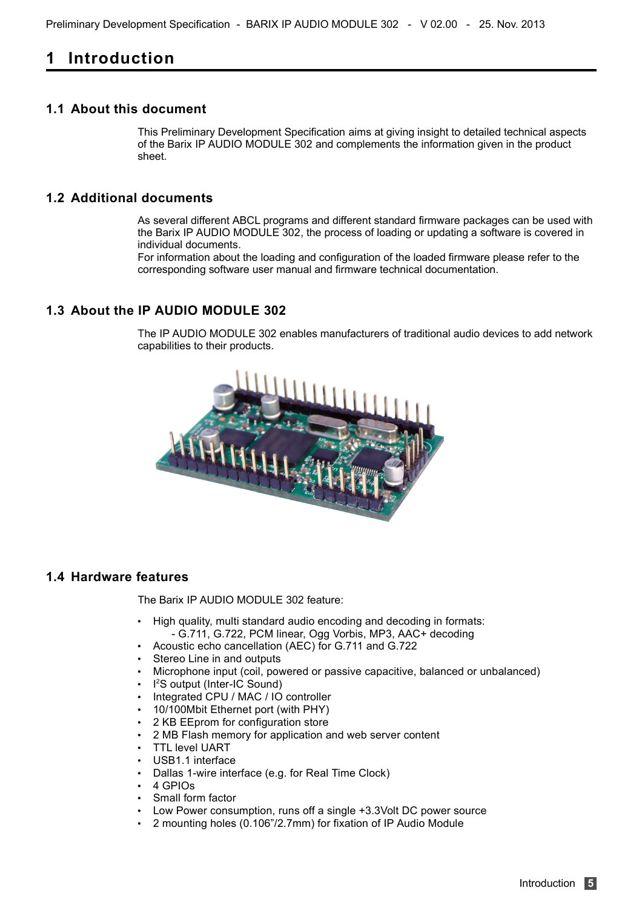# 1 Introduction

## 1.1 About this document

This Preliminary Development Specification aims at giving insight to detailed technical aspects of the Barix IP AUDIO MODULE 302 and complements the information given in the product sheet.

## 1.2 Additional documents

As several different ABCL programs and different standard firmware packages can be used with the Barix IP AUDIO MODULE 302, the process of loading or updating a software is covered in individual documents.
For information about the loading and configuration of the loaded firmware please refer to the corresponding software user manual and firmware technical documentation.

## 1.3 About the IP AUDIO MODULE 302

The IP AUDIO MODULE 302 enables manufacturers of traditional audio devices to add network capabilities to their products.

## 1.4 Hardware features

The Barix IP AUDIO MODULE 302 feature:

- High quality, multi standard audio encoding and decoding in formats:
  - G.711, G.722, PCM linear, Ogg Vorbis, MP3, AAC+ decoding
- Acoustic echo cancellation (AEC) for G.711 and G.722
- Stereo Line in and outputs
- Microphone input (coil, powered or passive capacitive, balanced or unbalanced)
- I²S output (Inter-IC Sound)
- Integrated CPU / MAC / IO controller
- 10/100Mbit Ethernet port (with PHY)
- 2 KB EEprom for configuration store
- 2 MB Flash memory for application and web server content
- TTL level UART
- USB1.1 interface
- Dallas 1-wire interface (e.g. for Real Time Clock)
- 4 GPIOs
- Small form factor
- Low Power consumption, runs off a single +3.3Volt DC power source
- 2 mounting holes (0.106"/2.7mm) for fixation of IP Audio Module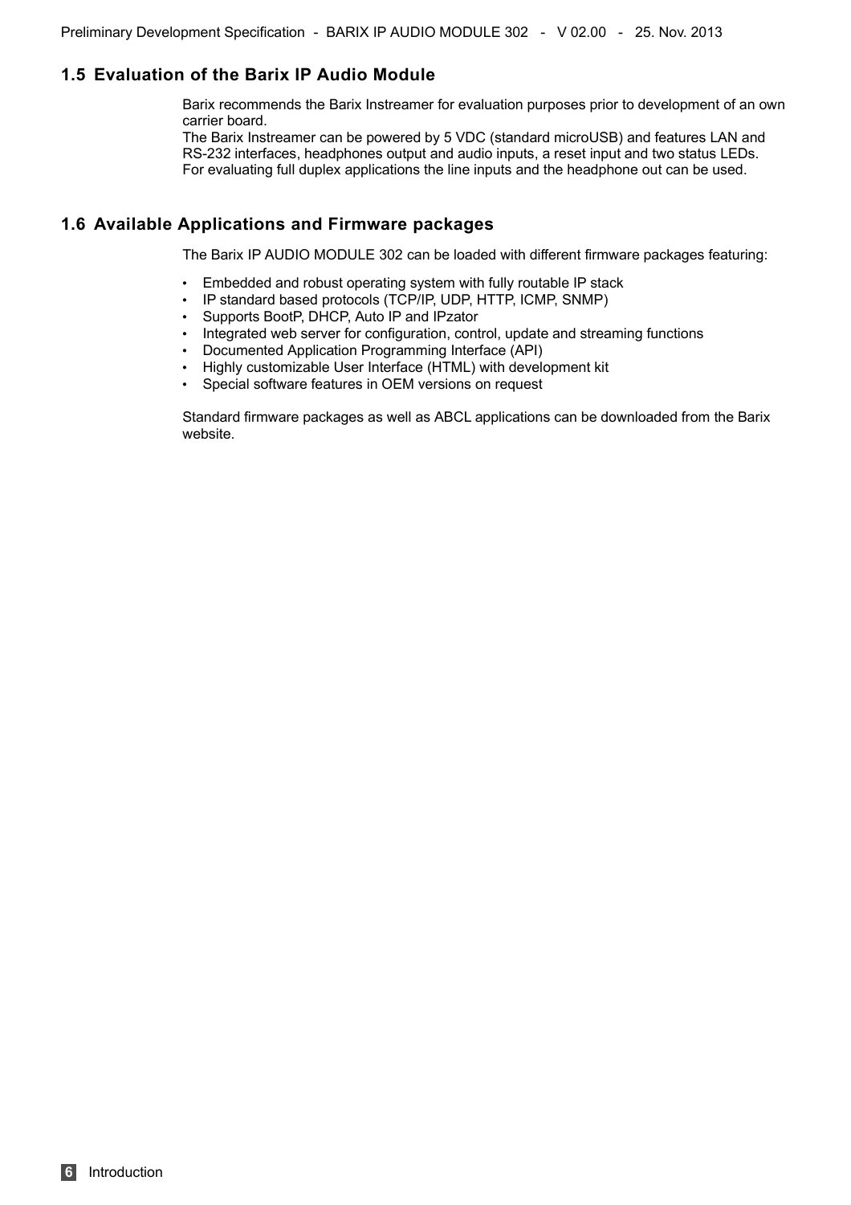## 1.5 Evaluation of the Barix IP Audio Module

Barix recommends the Barix Instreamer for evaluation purposes prior to development of an own carrier board.
The Barix Instreamer can be powered by 5 VDC (standard microUSB) and features LAN and RS-232 interfaces, headphones output and audio inputs, a reset input and two status LEDs.
For evaluating full duplex applications the line inputs and the headphone out can be used.

## 1.6 Available Applications and Firmware packages

The Barix IP AUDIO MODULE 302 can be loaded with different firmware packages featuring:

- Embedded and robust operating system with fully routable IP stack
- IP standard based protocols (TCP/IP, UDP, HTTP, ICMP, SNMP)
- Supports BootP, DHCP, Auto IP and IPzator
- Integrated web server for configuration, control, update and streaming functions
- Documented Application Programming Interface (API)
- Highly customizable User Interface (HTML) with development kit
- Special software features in OEM versions on request

Standard firmware packages as well as ABCL applications can be downloaded from the Barix website.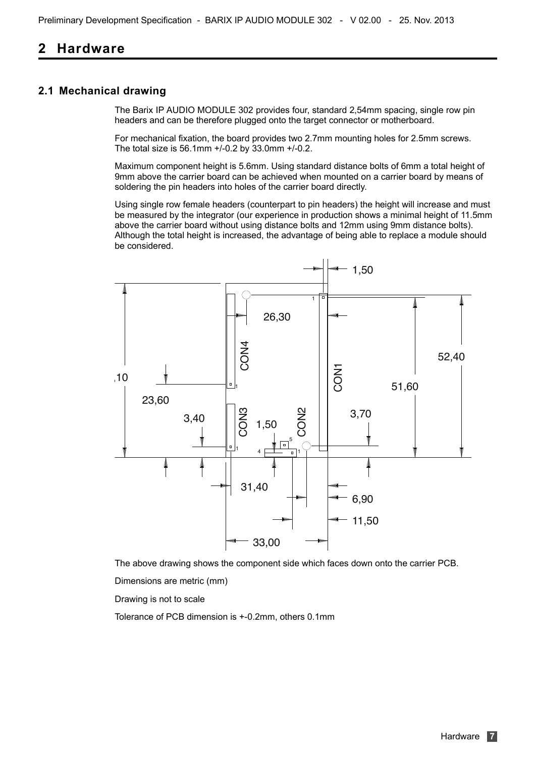# 2 Hardware

## 2.1 Mechanical drawing

The Barix IP AUDIO MODULE 302 provides four, standard 2,54mm spacing, single row pin headers and can be therefore plugged onto the target connector or motherboard.

For mechanical fixation, the board provides two 2.7mm mounting holes for 2.5mm screws. The total size is 56.1mm +/-0.2 by 33.0mm +/-0.2.

Maximum component height is 5.6mm. Using standard distance bolts of 6mm a total height of 9mm above the carrier board can be achieved when mounted on a carrier board by means of soldering the pin headers into holes of the carrier board directly.

Using single row female headers (counterpart to pin headers) the height will increase and must be measured by the integrator (our experience in production shows a minimal height of 11.5mm above the carrier board without using distance bolts and 12mm using 9mm distance bolts). Although the total height is increased, the advantage of being able to replace a module should be considered.

1,50

26,30

CON4

CON1

52,40

,10

51,60

23,60

3,70

3,40

CON3

1,50

CON2

31,40

6,90

11,50

33,00

The above drawing shows the component side which faces down onto the carrier PCB.

Dimensions are metric (mm)

Drawing is not to scale

Tolerance of PCB dimension is +-0.2mm, others 0.1mm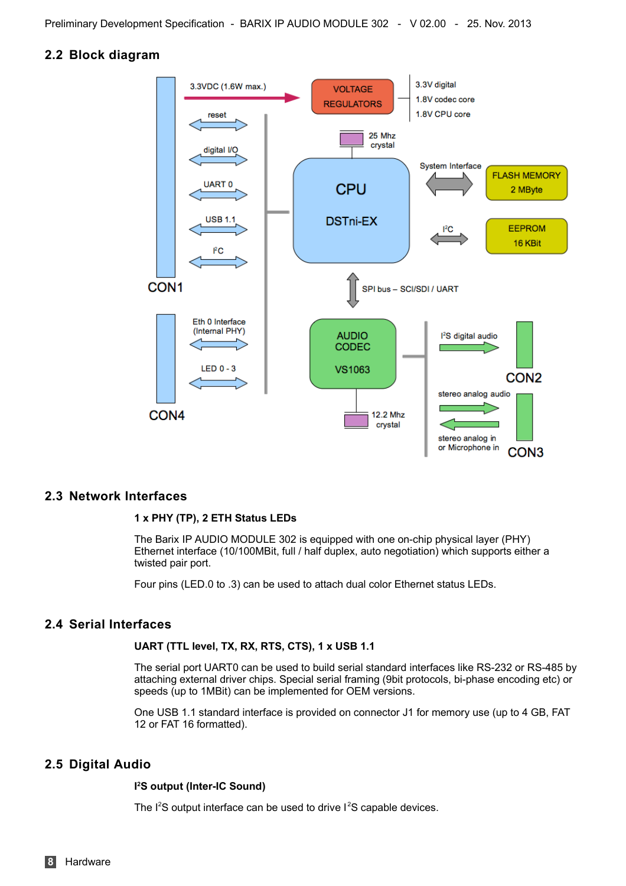## 2.2 Block diagram

## 2.3 Network Interfaces

**1 x PHY (TP), 2 ETH Status LEDs**

The Barix IP AUDIO MODULE 302 is equipped with one on-chip physical layer (PHY) Ethernet interface (10/100MBit, full / half duplex, auto negotiation) which supports either a twisted pair port.

Four pins (LED.0 to .3) can be used to attach dual color Ethernet status LEDs.

## 2.4 Serial Interfaces

**UART (TTL level, TX, RX, RTS, CTS), 1 x USB 1.1**

The serial port UART0 can be used to build serial standard interfaces like RS-232 or RS-485 by attaching external driver chips. Special serial framing (9bit protocols, bi-phase encoding etc) or speeds (up to 1MBit) can be implemented for OEM versions.

One USB 1.1 standard interface is provided on connector J1 for memory use (up to 4 GB, FAT 12 or FAT 16 formatted).

## 2.5 Digital Audio

**I²S output (Inter-IC Sound)**

The I²S output interface can be used to drive I²S capable devices.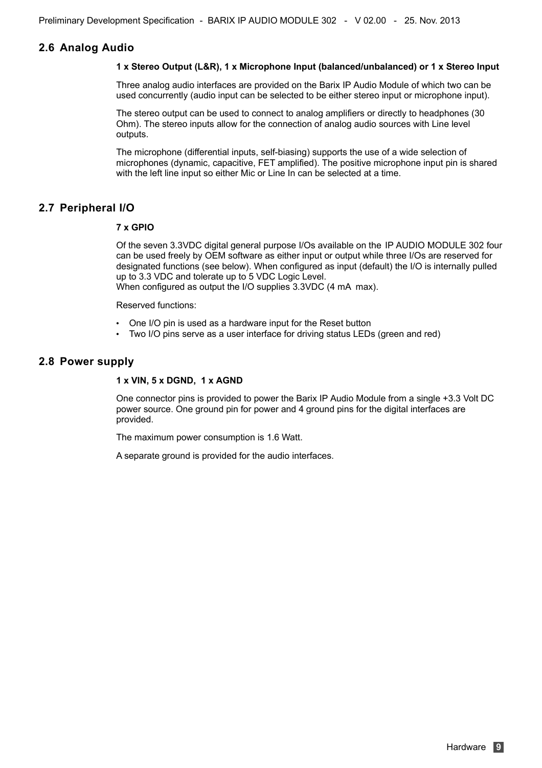## 2.6 Analog Audio

**1 x Stereo Output (L&R), 1 x Microphone Input (balanced/unbalanced) or 1 x Stereo Input**

Three analog audio interfaces are provided on the Barix IP Audio Module of which two can be used concurrently (audio input can be selected to be either stereo input or microphone input).

The stereo output can be used to connect to analog amplifiers or directly to headphones (30 Ohm). The stereo inputs allow for the connection of analog audio sources with Line level outputs.

The microphone (differential inputs, self-biasing) supports the use of a wide selection of microphones (dynamic, capacitive, FET amplified). The positive microphone input pin is shared with the left line input so either Mic or Line In can be selected at a time.

## 2.7 Peripheral I/O

**7 x GPIO**

Of the seven 3.3VDC digital general purpose I/Os available on the IP AUDIO MODULE 302 four can be used freely by OEM software as either input or output while three I/Os are reserved for designated functions (see below). When configured as input (default) the I/O is internally pulled up to 3.3 VDC and tolerate up to 5 VDC Logic Level.
When configured as output the I/O supplies 3.3VDC (4 mA max).

Reserved functions:

- One I/O pin is used as a hardware input for the Reset button
- Two I/O pins serve as a user interface for driving status LEDs (green and red)

## 2.8 Power supply

**1 x VIN, 5 x DGND, 1 x AGND**

One connector pins is provided to power the Barix IP Audio Module from a single +3.3 Volt DC power source. One ground pin for power and 4 ground pins for the digital interfaces are provided.

The maximum power consumption is 1.6 Watt.

A separate ground is provided for the audio interfaces.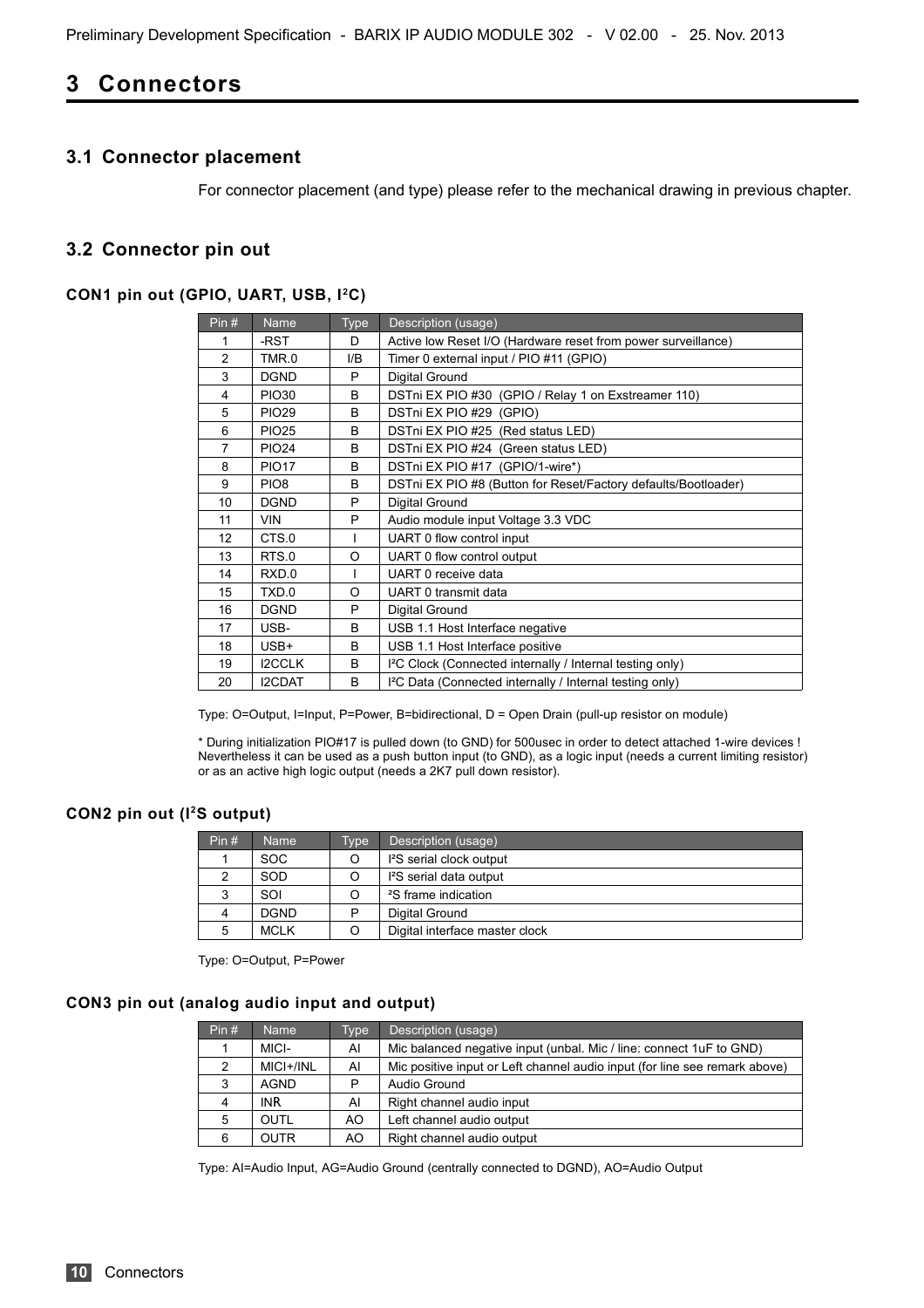# 3 Connectors

## 3.1 Connector placement

For connector placement (and type) please refer to the mechanical drawing in previous chapter.

## 3.2 Connector pin out

### CON1 pin out (GPIO, UART, USB, I²C)

| Pin # | Name | Type | Description (usage) |
|---|---|---|---|
| 1 | -RST | D | Active low Reset I/O (Hardware reset from power surveillance) |
| 2 | TMR.0 | I/B | Timer 0 external input / PIO #11 (GPIO) |
| 3 | DGND | P | Digital Ground |
| 4 | PIO30 | B | DSTni EX PIO #30 (GPIO / Relay 1 on Exstreamer 110) |
| 5 | PIO29 | B | DSTni EX PIO #29 (GPIO) |
| 6 | PIO25 | B | DSTni EX PIO #25 (Red status LED) |
| 7 | PIO24 | B | DSTni EX PIO #24 (Green status LED) |
| 8 | PIO17 | B | DSTni EX PIO #17 (GPIO/1-wire*) |
| 9 | PIO8 | B | DSTni EX PIO #8 (Button for Reset/Factory defaults/Bootloader) |
| 10 | DGND | P | Digital Ground |
| 11 | VIN | P | Audio module input Voltage 3.3 VDC |
| 12 | CTS.0 | I | UART 0 flow control input |
| 13 | RTS.0 | O | UART 0 flow control output |
| 14 | RXD.0 | I | UART 0 receive data |
| 15 | TXD.0 | O | UART 0 transmit data |
| 16 | DGND | P | Digital Ground |
| 17 | USB- | B | USB 1.1 Host Interface negative |
| 18 | USB+ | B | USB 1.1 Host Interface positive |
| 19 | I2CCLK | B | I²C Clock (Connected internally / Internal testing only) |
| 20 | I2CDAT | B | I²C Data (Connected internally / Internal testing only) |

Type: O=Output, I=Input, P=Power, B=bidirectional, D = Open Drain (pull-up resistor on module)

* During initialization PIO#17 is pulled down (to GND) for 500usec in order to detect attached 1-wire devices ! Nevertheless it can be used as a push button input (to GND), as a logic input (needs a current limiting resistor) or as an active high logic output (needs a 2K7 pull down resistor).

### CON2 pin out (I²S output)

| Pin # | Name | Type | Description (usage) |
|---|---|---|---|
| 1 | SOC | O | I²S serial clock output |
| 2 | SOD | O | I²S serial data output |
| 3 | SOI | O | ²S frame indication |
| 4 | DGND | P | Digital Ground |
| 5 | MCLK | O | Digital interface master clock |

Type: O=Output, P=Power

### CON3 pin out (analog audio input and output)

| Pin # | Name | Type | Description (usage) |
|---|---|---|---|
| 1 | MICI- | AI | Mic balanced negative input (unbal. Mic / line: connect 1uF to GND) |
| 2 | MICI+/INL | AI | Mic positive input or Left channel audio input (for line see remark above) |
| 3 | AGND | P | Audio Ground |
| 4 | INR | AI | Right channel audio input |
| 5 | OUTL | AO | Left channel audio output |
| 6 | OUTR | AO | Right channel audio output |

Type: AI=Audio Input, AG=Audio Ground (centrally connected to DGND), AO=Audio Output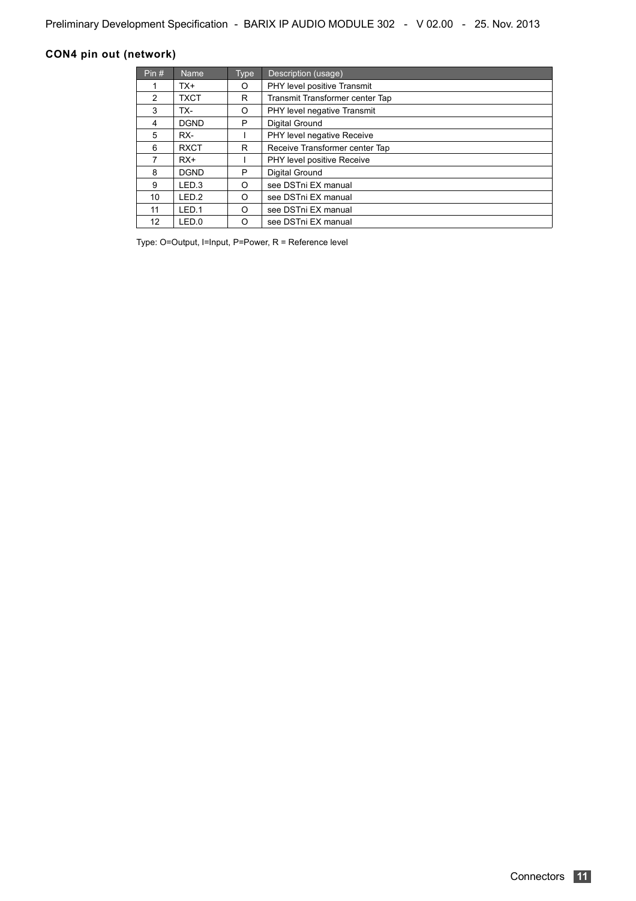### CON4 pin out (network)

| Pin # | Name | Type | Description (usage) |
|---|---|---|---|
| 1 | TX+ | O | PHY level positive Transmit |
| 2 | TXCT | R | Transmit Transformer center Tap |
| 3 | TX- | O | PHY level negative Transmit |
| 4 | DGND | P | Digital Ground |
| 5 | RX- | I | PHY level negative Receive |
| 6 | RXCT | R | Receive Transformer center Tap |
| 7 | RX+ | I | PHY level positive Receive |
| 8 | DGND | P | Digital Ground |
| 9 | LED.3 | O | see DSTni EX manual |
| 10 | LED.2 | O | see DSTni EX manual |
| 11 | LED.1 | O | see DSTni EX manual |
| 12 | LED.0 | O | see DSTni EX manual |

Type: O=Output, I=Input, P=Power, R = Reference level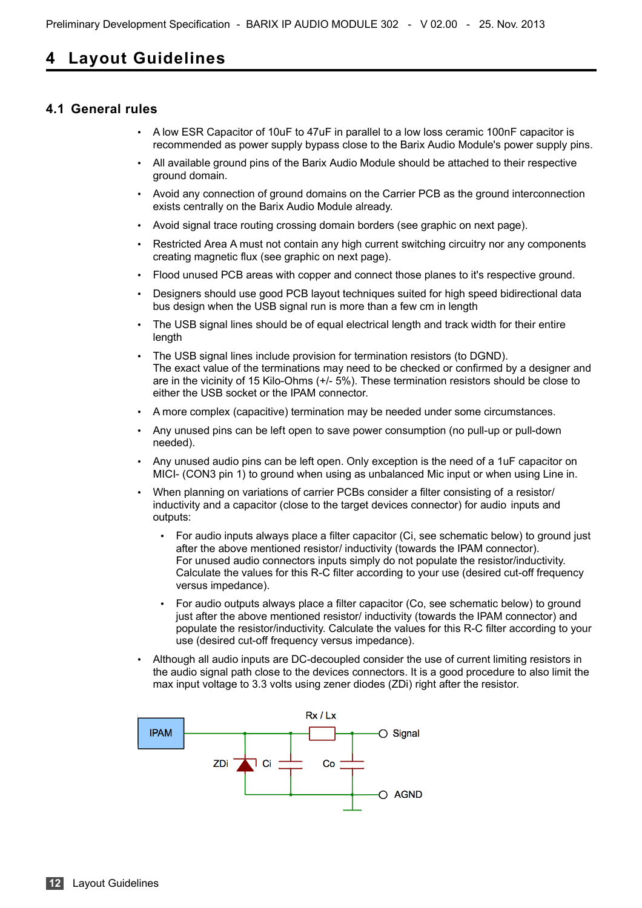# 4 Layout Guidelines

## 4.1 General rules

- A low ESR Capacitor of 10uF to 47uF in parallel to a low loss ceramic 100nF capacitor is recommended as power supply bypass close to the Barix Audio Module's power supply pins.
- All available ground pins of the Barix Audio Module should be attached to their respective ground domain.
- Avoid any connection of ground domains on the Carrier PCB as the ground interconnection exists centrally on the Barix Audio Module already.
- Avoid signal trace routing crossing domain borders (see graphic on next page).
- Restricted Area A must not contain any high current switching circuitry nor any components creating magnetic flux (see graphic on next page).
- Flood unused PCB areas with copper and connect those planes to it's respective ground.
- Designers should use good PCB layout techniques suited for high speed bidirectional data bus design when the USB signal run is more than a few cm in length
- The USB signal lines should be of equal electrical length and track width for their entire length
- The USB signal lines include provision for termination resistors (to DGND). The exact value of the terminations may need to be checked or confirmed by a designer and are in the vicinity of 15 Kilo-Ohms (+/- 5%). These termination resistors should be close to either the USB socket or the IPAM connector.
- A more complex (capacitive) termination may be needed under some circumstances.
- Any unused pins can be left open to save power consumption (no pull-up or pull-down needed).
- Any unused audio pins can be left open. Only exception is the need of a 1uF capacitor on MICI- (CON3 pin 1) to ground when using as unbalanced Mic input or when using Line in.
- When planning on variations of carrier PCBs consider a filter consisting of a resistor/ inductivity and a capacitor (close to the target devices connector) for audio inputs and outputs:
  - For audio inputs always place a filter capacitor (Ci, see schematic below) to ground just after the above mentioned resistor/ inductivity (towards the IPAM connector). For unused audio connectors inputs simply do not populate the resistor/inductivity. Calculate the values for this R-C filter according to your use (desired cut-off frequency versus impedance).
  - For audio outputs always place a filter capacitor (Co, see schematic below) to ground just after the above mentioned resistor/ inductivity (towards the IPAM connector) and populate the resistor/inductivity. Calculate the values for this R-C filter according to your use (desired cut-off frequency versus impedance).
- Although all audio inputs are DC-decoupled consider the use of current limiting resistors in the audio signal path close to the devices connectors. It is a good procedure to also limit the max input voltage to 3.3 volts using zener diodes (ZDi) right after the resistor.

IPAM — ZDi — Ci — Rx / Lx — Co — Signal — AGND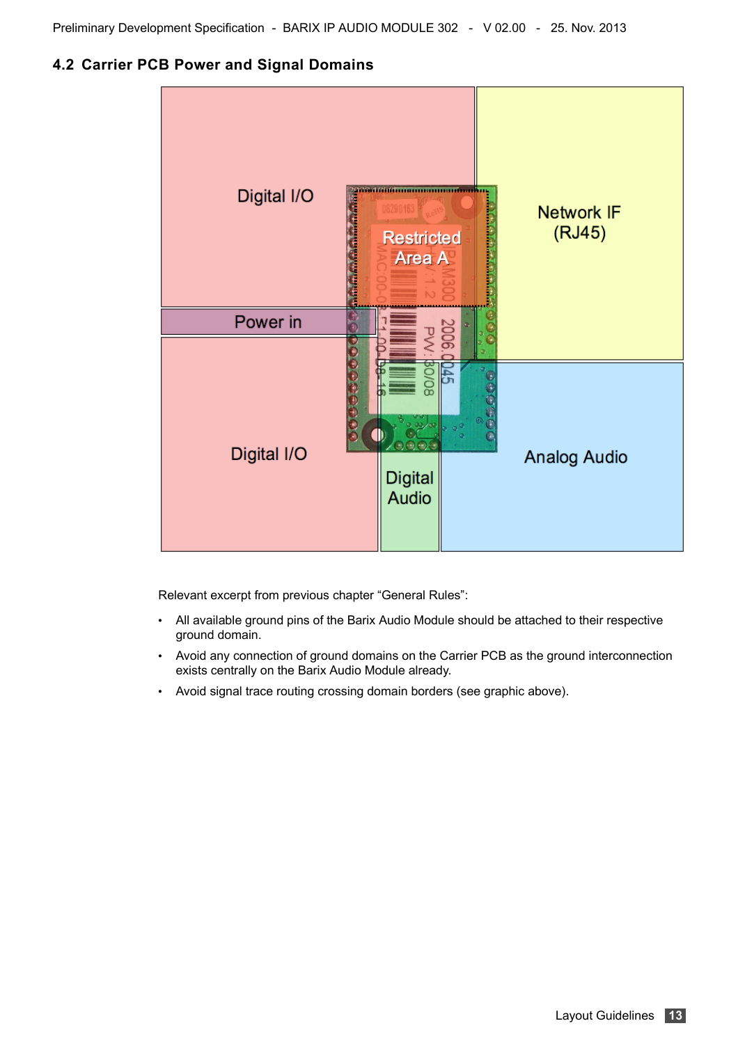## 4.2 Carrier PCB Power and Signal Domains

Relevant excerpt from previous chapter "General Rules":

- All available ground pins of the Barix Audio Module should be attached to their respective ground domain.
- Avoid any connection of ground domains on the Carrier PCB as the ground interconnection exists centrally on the Barix Audio Module already.
- Avoid signal trace routing crossing domain borders (see graphic above).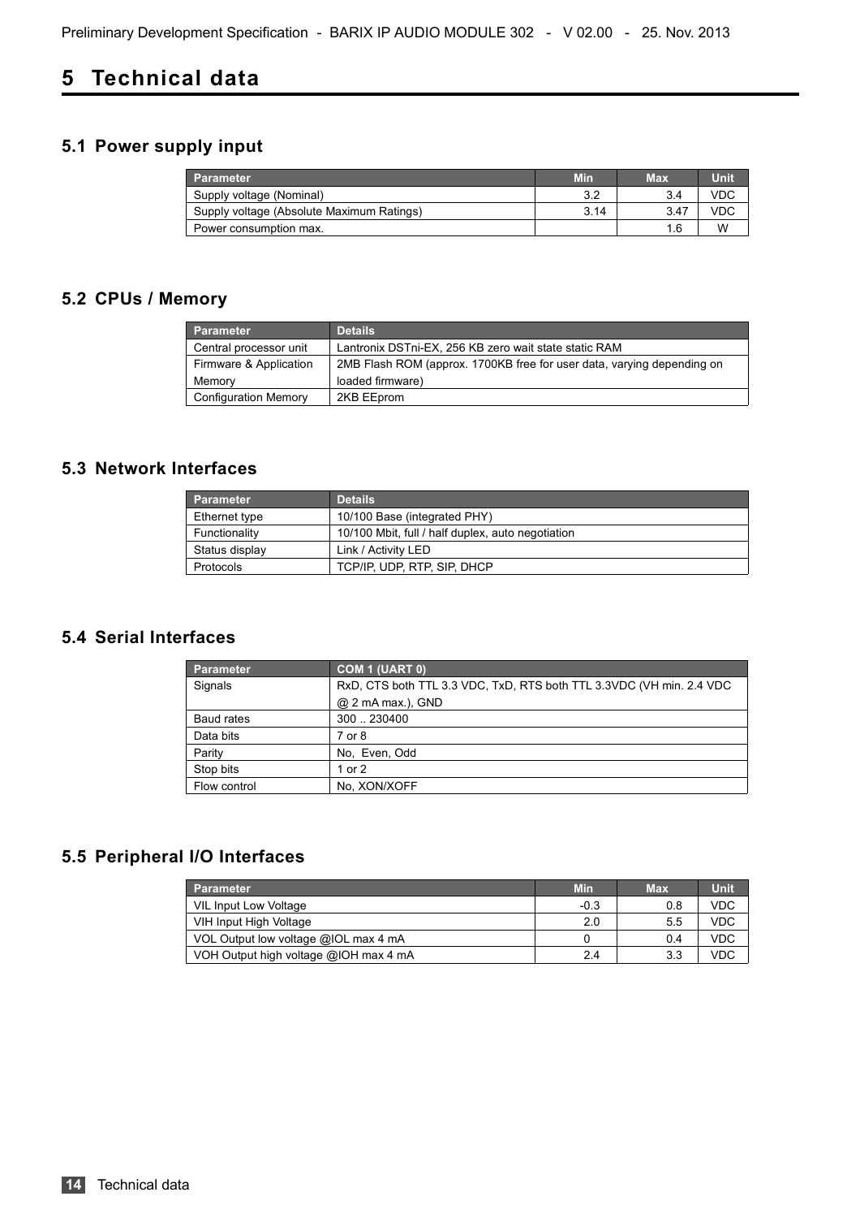# 5 Technical data

## 5.1 Power supply input

| Parameter | Min | Max | Unit |
|---|---|---|---|
| Supply voltage (Nominal) | 3.2 | 3.4 | VDC |
| Supply voltage (Absolute Maximum Ratings) | 3.14 | 3.47 | VDC |
| Power consumption max. | | 1.6 | W |

## 5.2 CPUs / Memory

| Parameter | Details |
|---|---|
| Central processor unit | Lantronix DSTni-EX, 256 KB zero wait state static RAM |
| Firmware & Application Memory | 2MB Flash ROM (approx. 1700KB free for user data, varying depending on loaded firmware) |
| Configuration Memory | 2KB EEprom |

## 5.3 Network Interfaces

| Parameter | Details |
|---|---|
| Ethernet type | 10/100 Base (integrated PHY) |
| Functionality | 10/100 Mbit, full / half duplex, auto negotiation |
| Status display | Link / Activity LED |
| Protocols | TCP/IP, UDP, RTP, SIP, DHCP |

## 5.4 Serial Interfaces

| Parameter | COM 1 (UART 0) |
|---|---|
| Signals | RxD, CTS both TTL 3.3 VDC, TxD, RTS both TTL 3.3VDC (VH min. 2.4 VDC @ 2 mA max.), GND |
| Baud rates | 300 .. 230400 |
| Data bits | 7 or 8 |
| Parity | No, Even, Odd |
| Stop bits | 1 or 2 |
| Flow control | No, XON/XOFF |

## 5.5 Peripheral I/O Interfaces

| Parameter | Min | Max | Unit |
|---|---|---|---|
| VIL Input Low Voltage | -0.3 | 0.8 | VDC |
| VIH Input High Voltage | 2.0 | 5.5 | VDC |
| VOL Output low voltage @IOL max 4 mA | 0 | 0.4 | VDC |
| VOH Output high voltage @IOH max 4 mA | 2.4 | 3.3 | VDC |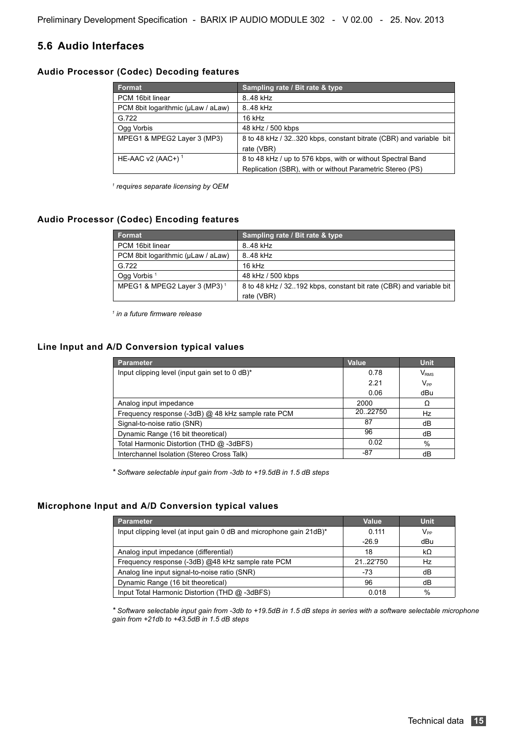## 5.6 Audio Interfaces

### Audio Processor (Codec) Decoding features

| Format | Sampling rate / Bit rate & type |
| --- | --- |
| PCM 16bit linear | 8..48 kHz |
| PCM 8bit logarithmic (µLaw / aLaw) | 8..48 kHz |
| G.722 | 16 kHz |
| Ogg Vorbis | 48 kHz / 500 kbps |
| MPEG1 & MPEG2 Layer 3 (MP3) | 8 to 48 kHz / 32..320 kbps, constant bitrate (CBR) and variable bit rate (VBR) |
| HE-AAC v2 (AAC+) [1] | 8 to 48 kHz / up to 576 kbps, with or without Spectral Band Replication (SBR), with or without Parametric Stereo (PS) |

*[1] requires separate licensing by OEM*

### Audio Processor (Codec) Encoding features

| Format | Sampling rate / Bit rate & type |
| --- | --- |
| PCM 16bit linear | 8..48 kHz |
| PCM 8bit logarithmic (µLaw / aLaw) | 8..48 kHz |
| G.722 | 16 kHz |
| Ogg Vorbis [1] | 48 kHz / 500 kbps |
| MPEG1 & MPEG2 Layer 3 (MP3) [1] | 8 to 48 kHz / 32..192 kbps, constant bit rate (CBR) and variable bit rate (VBR) |

*[1] in a future firmware release*

### Line Input and A/D Conversion typical values

| Parameter | Value | Unit |
| --- | --- | --- |
| Input clipping level (input gain set to 0 dB)* | 0.78 | $V_{RMS}$ |
| | 2.21 | $V_{PP}$ |
| | 0.06 | dBu |
| Analog input impedance | 2000 | Ω |
| Frequency response (-3dB) @ 48 kHz sample rate PCM | 20..22750 | Hz |
| Signal-to-noise ratio (SNR) | 87 | dB |
| Dynamic Range (16 bit theoretical) | 96 | dB |
| Total Harmonic Distortion (THD @ -3dBFS) | 0.02 | % |
| Interchannel Isolation (Stereo Cross Talk) | -87 | dB |

\* *Software selectable input gain from -3db to +19.5dB in 1.5 dB steps*

### Microphone Input and A/D Conversion typical values

| Parameter | Value | Unit |
| --- | --- | --- |
| Input clipping level (at input gain 0 dB and microphone gain 21dB)* | 0.111 | $V_{PP}$ |
| | -26.9 | dBu |
| Analog input impedance (differential) | 18 | kΩ |
| Frequency response (-3dB) @48 kHz sample rate PCM | 21..22'750 | Hz |
| Analog line input signal-to-noise ratio (SNR) | -73 | dB |
| Dynamic Range (16 bit theoretical) | 96 | dB |
| Input Total Harmonic Distortion (THD @ -3dBFS) | 0.018 | % |

\* *Software selectable input gain from -3db to +19.5dB in 1.5 dB steps in series with a software selectable microphone gain from +21db to +43.5dB in 1.5 dB steps*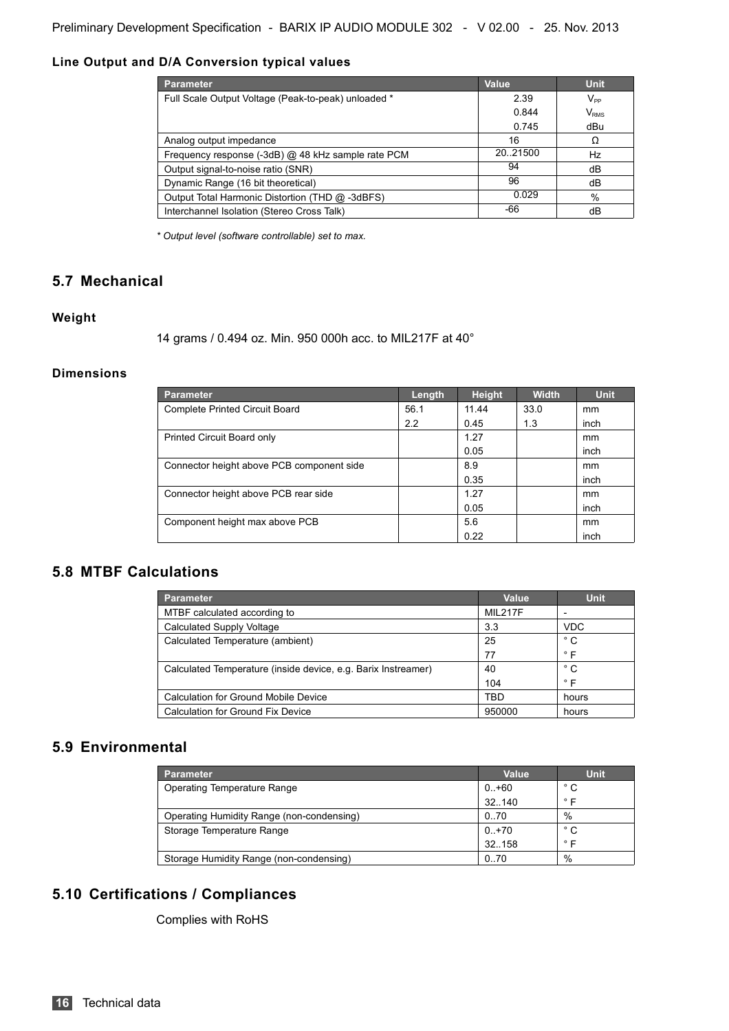#### Line Output and D/A Conversion typical values

| Parameter | Value | Unit |
|---|---|---|
| Full Scale Output Voltage (Peak-to-peak) unloaded * | 2.39<br>0.844<br>0.745 | $V_{PP}$<br>$V_{RMS}$<br>dBu |
| Analog output impedance | 16 | Ω |
| Frequency response (-3dB) @ 48 kHz sample rate PCM | 20..21500 | Hz |
| Output signal-to-noise ratio (SNR) | 94 | dB |
| Dynamic Range (16 bit theoretical) | 96 | dB |
| Output Total Harmonic Distortion (THD @ -3dBFS) | 0.029 | % |
| Interchannel Isolation (Stereo Cross Talk) | -66 | dB |

*\* Output level (software controllable) set to max.*

## 5.7 Mechanical

#### Weight

14 grams / 0.494 oz. Min. 950 000h acc. to MIL217F at 40°

#### Dimensions

| Parameter | Length | Height | Width | Unit |
|---|---|---|---|---|
| Complete Printed Circuit Board | 56.1 | 11.44 | 33.0 | mm |
| | 2.2 | 0.45 | 1.3 | inch |
| Printed Circuit Board only | | 1.27 | | mm |
| | | 0.05 | | inch |
| Connector height above PCB component side | | 8.9 | | mm |
| | | 0.35 | | inch |
| Connector height above PCB rear side | | 1.27 | | mm |
| | | 0.05 | | inch |
| Component height max above PCB | | 5.6 | | mm |
| | | 0.22 | | inch |

## 5.8 MTBF Calculations

| Parameter | Value | Unit |
|---|---|---|
| MTBF calculated according to | MIL217F | - |
| Calculated Supply Voltage | 3.3 | VDC |
| Calculated Temperature (ambient) | 25<br>77 | ° C<br>° F |
| Calculated Temperature (inside device, e.g. Barix Instreamer) | 40<br>104 | ° C<br>° F |
| Calculation for Ground Mobile Device | TBD | hours |
| Calculation for Ground Fix Device | 950000 | hours |

## 5.9 Environmental

| Parameter | Value | Unit |
|---|---|---|
| Operating Temperature Range | 0..+60<br>32..140 | ° C<br>° F |
| Operating Humidity Range (non-condensing) | 0..70 | % |
| Storage Temperature Range | 0..+70<br>32..158 | ° C<br>° F |
| Storage Humidity Range (non-condensing) | 0..70 | % |

## 5.10 Certifications / Compliances

Complies with RoHS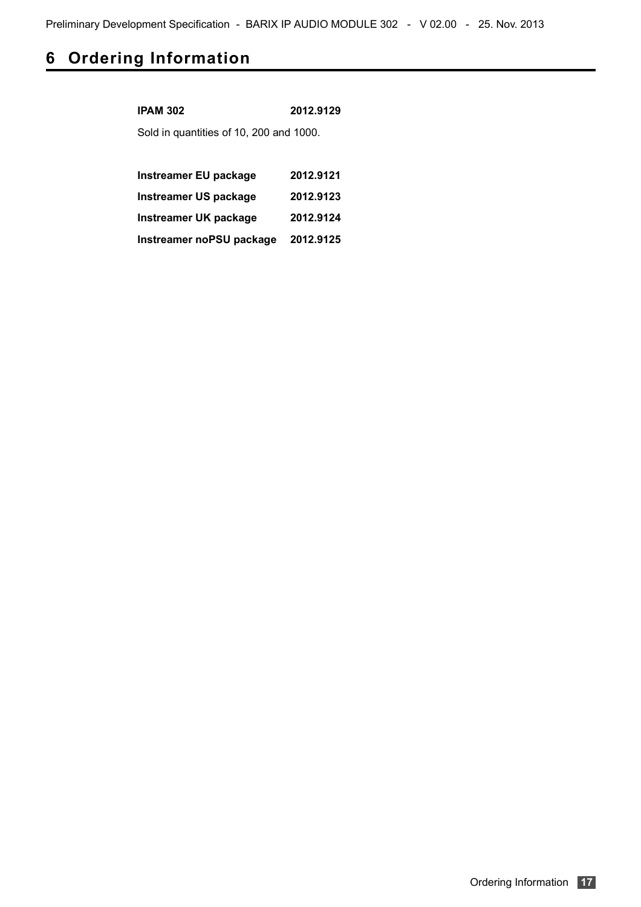# 6 Ordering Information

**IPAM 302** **2012.9129**

Sold in quantities of 10, 200 and 1000.

| | |
|---|---|
| **Instreamer EU package** | **2012.9121** |
| **Instreamer US package** | **2012.9123** |
| **Instreamer UK package** | **2012.9124** |
| **Instreamer noPSU package** | **2012.9125** |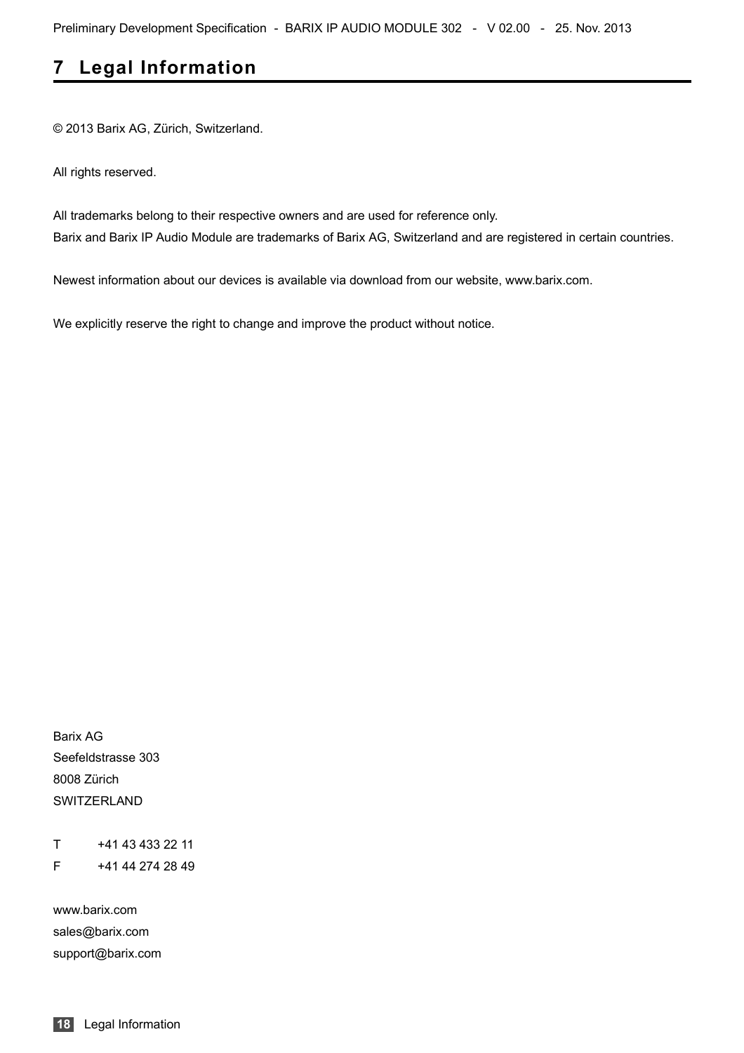# 7 Legal Information

© 2013 Barix AG, Zürich, Switzerland.

All rights reserved.

All trademarks belong to their respective owners and are used for reference only.
Barix and Barix IP Audio Module are trademarks of Barix AG, Switzerland and are registered in certain countries.

Newest information about our devices is available via download from our website, www.barix.com.

We explicitly reserve the right to change and improve the product without notice.

Barix AG
Seefeldstrasse 303
8008 Zürich
SWITZERLAND

T +41 43 433 22 11
F +41 44 274 28 49

www.barix.com
sales@barix.com
support@barix.com